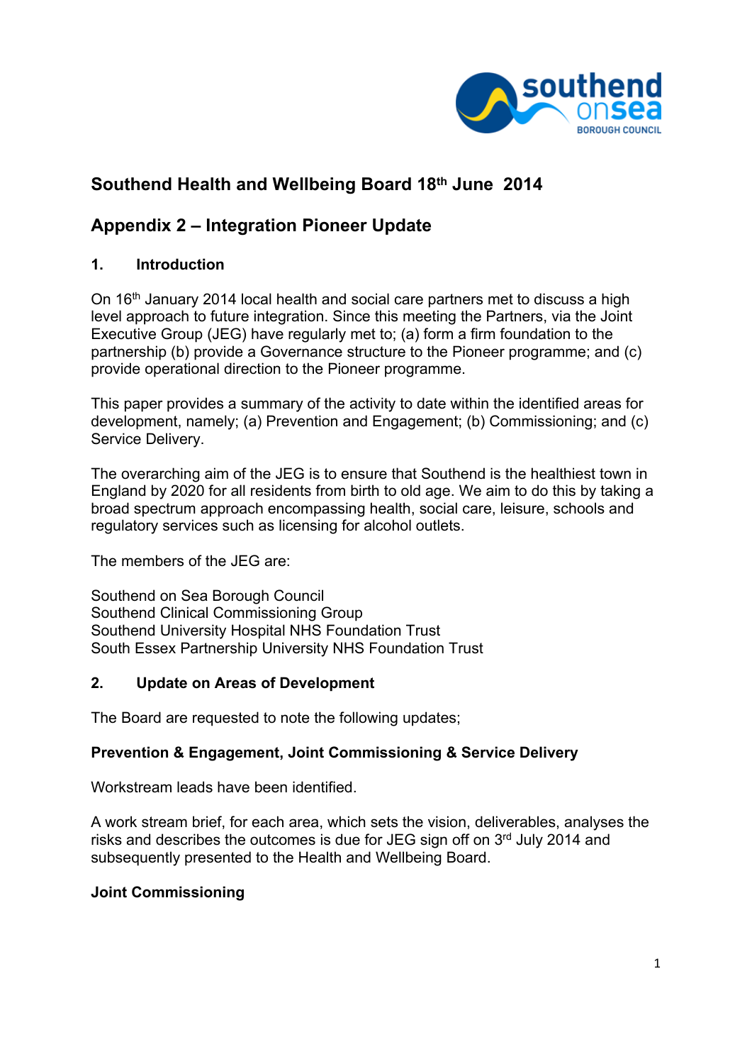## Southend Health and Wellbeing Board 18th June 2014

## Appendix 2 – Integration Pioneer Update

### 1. Introduction

On 16th January 2014 local health and social care partners met to discuss a high level approach to future integration. Since this meeting the Partners, via the Joint Executive Group (JEG) have regularly met to; (a) form a firm foundation to the partnership (b) provide a Governance structure to the Pioneer programme; and (c) provide operational direction to the Pioneer programme.

This paper provides a summary of the activity to date within the identified areas for development, namely; (a) Prevention and Engagement; (b) Commissioning; and (c) Service Delivery.

The overarching aim of the JEG is to ensure that Southend is the healthiest town in England by 2020 for all residents from birth to old age. We aim to do this by taking a broad spectrum approach encompassing health, social care, leisure, schools and regulatory services such as licensing for alcohol outlets.

The members of the JEG are:

Southend on Sea Borough Council
Southend Clinical Commissioning Group
Southend University Hospital NHS Foundation Trust
South Essex Partnership University NHS Foundation Trust

### 2. Update on Areas of Development

The Board are requested to note the following updates;

**Prevention & Engagement, Joint Commissioning & Service Delivery**

Workstream leads have been identified.

A work stream brief, for each area, which sets the vision, deliverables, analyses the risks and describes the outcomes is due for JEG sign off on 3rd July 2014 and subsequently presented to the Health and Wellbeing Board.

**Joint Commissioning**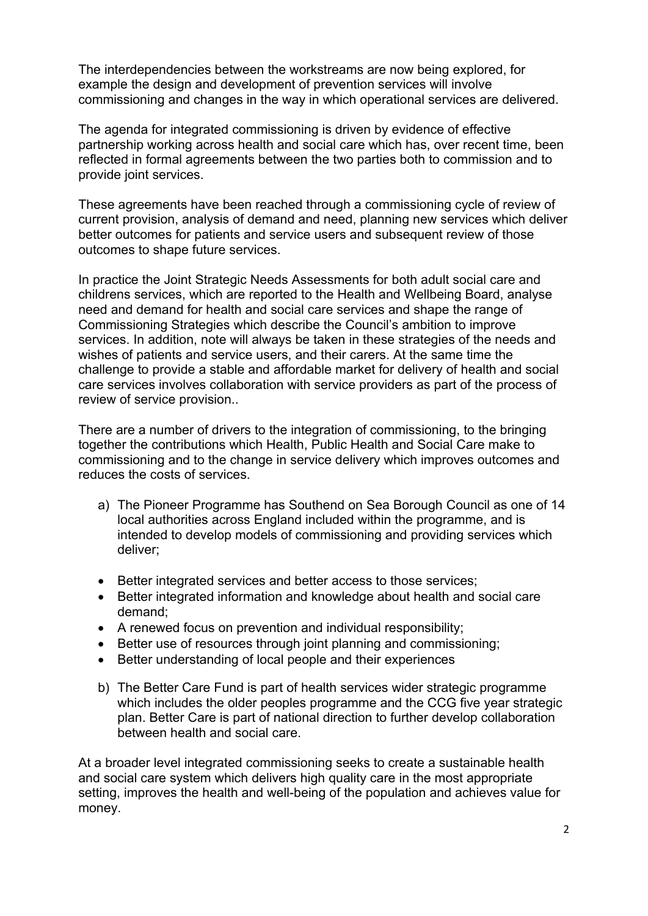The interdependencies between the workstreams are now being explored, for example the design and development of prevention services will involve commissioning and changes in the way in which operational services are delivered.

The agenda for integrated commissioning is driven by evidence of effective partnership working across health and social care which has, over recent time, been reflected in formal agreements between the two parties both to commission and to provide joint services.

These agreements have been reached through a commissioning cycle of review of current provision, analysis of demand and need, planning new services which deliver better outcomes for patients and service users and subsequent review of those outcomes to shape future services.

In practice the Joint Strategic Needs Assessments for both adult social care and childrens services, which are reported to the Health and Wellbeing Board, analyse need and demand for health and social care services and shape the range of Commissioning Strategies which describe the Council's ambition to improve services. In addition, note will always be taken in these strategies of the needs and wishes of patients and service users, and their carers. At the same time the challenge to provide a stable and affordable market for delivery of health and social care services involves collaboration with service providers as part of the process of review of service provision..

There are a number of drivers to the integration of commissioning, to the bringing together the contributions which Health, Public Health and Social Care make to commissioning and to the change in service delivery which improves outcomes and reduces the costs of services.

a) The Pioneer Programme has Southend on Sea Borough Council as one of 14 local authorities across England included within the programme, and is intended to develop models of commissioning and providing services which deliver;

- Better integrated services and better access to those services;
- Better integrated information and knowledge about health and social care demand;
- A renewed focus on prevention and individual responsibility;
- Better use of resources through joint planning and commissioning;
- Better understanding of local people and their experiences

b) The Better Care Fund is part of health services wider strategic programme which includes the older peoples programme and the CCG five year strategic plan. Better Care is part of national direction to further develop collaboration between health and social care.

At a broader level integrated commissioning seeks to create a sustainable health and social care system which delivers high quality care in the most appropriate setting, improves the health and well-being of the population and achieves value for money.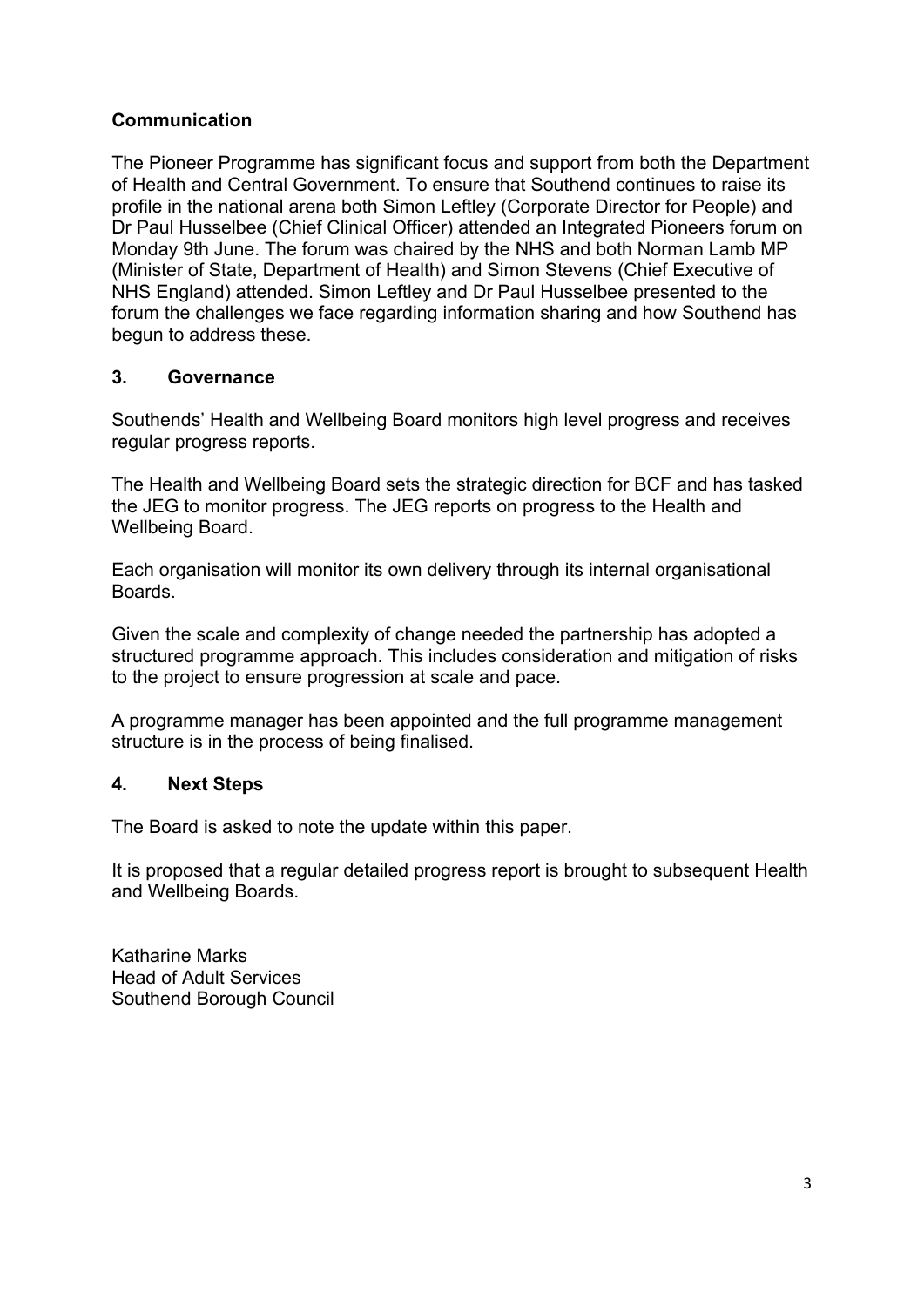**Communication**

The Pioneer Programme has significant focus and support from both the Department of Health and Central Government. To ensure that Southend continues to raise its profile in the national arena both Simon Leftley (Corporate Director for People) and Dr Paul Husselbee (Chief Clinical Officer) attended an Integrated Pioneers forum on Monday 9th June. The forum was chaired by the NHS and both Norman Lamb MP (Minister of State, Department of Health) and Simon Stevens (Chief Executive of NHS England) attended. Simon Leftley and Dr Paul Husselbee presented to the forum the challenges we face regarding information sharing and how Southend has begun to address these.

## 3. Governance

Southends' Health and Wellbeing Board monitors high level progress and receives regular progress reports.

The Health and Wellbeing Board sets the strategic direction for BCF and has tasked the JEG to monitor progress. The JEG reports on progress to the Health and Wellbeing Board.

Each organisation will monitor its own delivery through its internal organisational Boards.

Given the scale and complexity of change needed the partnership has adopted a structured programme approach. This includes consideration and mitigation of risks to the project to ensure progression at scale and pace.

A programme manager has been appointed and the full programme management structure is in the process of being finalised.

## 4. Next Steps

The Board is asked to note the update within this paper.

It is proposed that a regular detailed progress report is brought to subsequent Health and Wellbeing Boards.

Katharine Marks
Head of Adult Services
Southend Borough Council